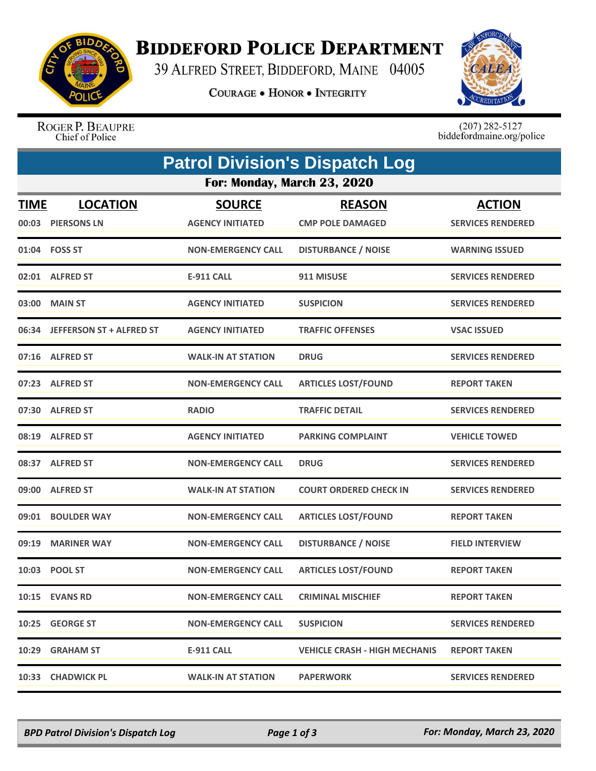# Biddeford Police Department

39 Alfred Street, Biddeford, Maine 04005

Courage • Honor • Integrity

Roger P. Beaupre
Chief of Police

(207) 282-5127
biddefordmaine.org/police

## Patrol Division's Dispatch Log

### For: Monday, March 23, 2020

| TIME | LOCATION | SOURCE | REASON | ACTION |
|---|---|---|---|---|
| 00:03 | PIERSONS LN | AGENCY INITIATED | CMP POLE DAMAGED | SERVICES RENDERED |
| 01:04 | FOSS ST | NON-EMERGENCY CALL | DISTURBANCE / NOISE | WARNING ISSUED |
| 02:01 | ALFRED ST | E-911 CALL | 911 MISUSE | SERVICES RENDERED |
| 03:00 | MAIN ST | AGENCY INITIATED | SUSPICION | SERVICES RENDERED |
| 06:34 | JEFFERSON ST + ALFRED ST | AGENCY INITIATED | TRAFFIC OFFENSES | VSAC ISSUED |
| 07:16 | ALFRED ST | WALK-IN AT STATION | DRUG | SERVICES RENDERED |
| 07:23 | ALFRED ST | NON-EMERGENCY CALL | ARTICLES LOST/FOUND | REPORT TAKEN |
| 07:30 | ALFRED ST | RADIO | TRAFFIC DETAIL | SERVICES RENDERED |
| 08:19 | ALFRED ST | AGENCY INITIATED | PARKING COMPLAINT | VEHICLE TOWED |
| 08:37 | ALFRED ST | NON-EMERGENCY CALL | DRUG | SERVICES RENDERED |
| 09:00 | ALFRED ST | WALK-IN AT STATION | COURT ORDERED CHECK IN | SERVICES RENDERED |
| 09:01 | BOULDER WAY | NON-EMERGENCY CALL | ARTICLES LOST/FOUND | REPORT TAKEN |
| 09:19 | MARINER WAY | NON-EMERGENCY CALL | DISTURBANCE / NOISE | FIELD INTERVIEW |
| 10:03 | POOL ST | NON-EMERGENCY CALL | ARTICLES LOST/FOUND | REPORT TAKEN |
| 10:15 | EVANS RD | NON-EMERGENCY CALL | CRIMINAL MISCHIEF | REPORT TAKEN |
| 10:25 | GEORGE ST | NON-EMERGENCY CALL | SUSPICION | SERVICES RENDERED |
| 10:29 | GRAHAM ST | E-911 CALL | VEHICLE CRASH - HIGH MECHANIS | REPORT TAKEN |
| 10:33 | CHADWICK PL | WALK-IN AT STATION | PAPERWORK | SERVICES RENDERED |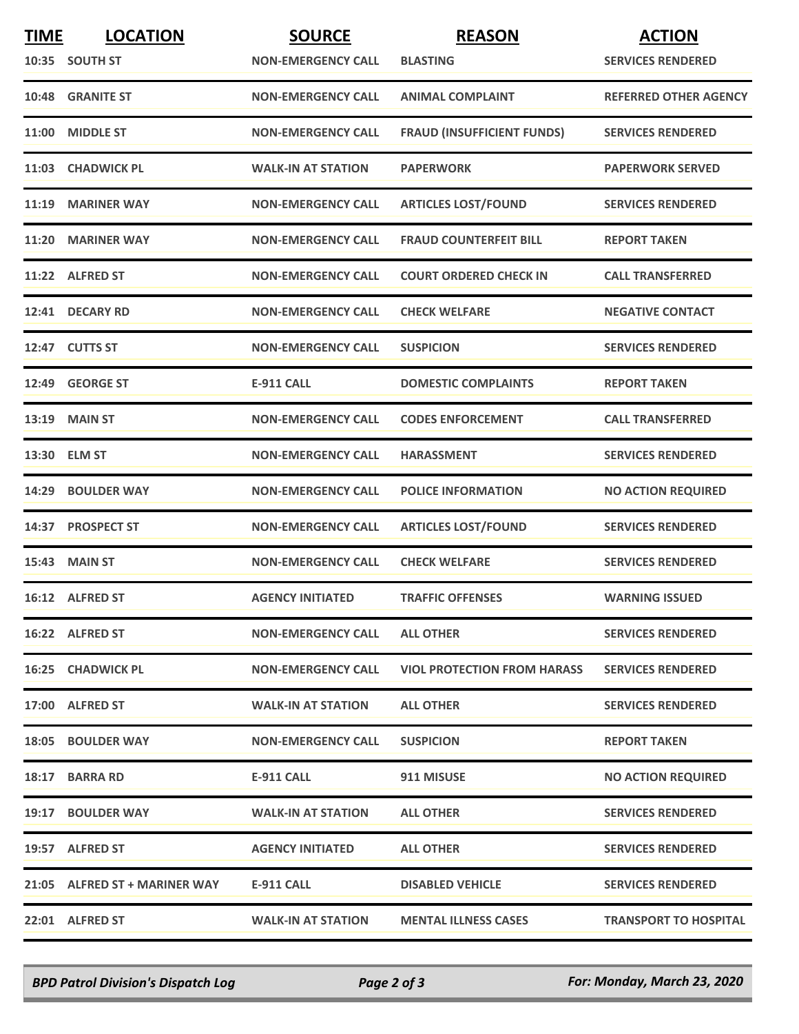| TIME | LOCATION | SOURCE | REASON | ACTION |
|---|---|---|---|---|
| 10:35 | SOUTH ST | NON-EMERGENCY CALL | BLASTING | SERVICES RENDERED |
| 10:48 | GRANITE ST | NON-EMERGENCY CALL | ANIMAL COMPLAINT | REFERRED OTHER AGENCY |
| 11:00 | MIDDLE ST | NON-EMERGENCY CALL | FRAUD (INSUFFICIENT FUNDS) | SERVICES RENDERED |
| 11:03 | CHADWICK PL | WALK-IN AT STATION | PAPERWORK | PAPERWORK SERVED |
| 11:19 | MARINER WAY | NON-EMERGENCY CALL | ARTICLES LOST/FOUND | SERVICES RENDERED |
| 11:20 | MARINER WAY | NON-EMERGENCY CALL | FRAUD COUNTERFEIT BILL | REPORT TAKEN |
| 11:22 | ALFRED ST | NON-EMERGENCY CALL | COURT ORDERED CHECK IN | CALL TRANSFERRED |
| 12:41 | DECARY RD | NON-EMERGENCY CALL | CHECK WELFARE | NEGATIVE CONTACT |
| 12:47 | CUTTS ST | NON-EMERGENCY CALL | SUSPICION | SERVICES RENDERED |
| 12:49 | GEORGE ST | E-911 CALL | DOMESTIC COMPLAINTS | REPORT TAKEN |
| 13:19 | MAIN ST | NON-EMERGENCY CALL | CODES ENFORCEMENT | CALL TRANSFERRED |
| 13:30 | ELM ST | NON-EMERGENCY CALL | HARASSMENT | SERVICES RENDERED |
| 14:29 | BOULDER WAY | NON-EMERGENCY CALL | POLICE INFORMATION | NO ACTION REQUIRED |
| 14:37 | PROSPECT ST | NON-EMERGENCY CALL | ARTICLES LOST/FOUND | SERVICES RENDERED |
| 15:43 | MAIN ST | NON-EMERGENCY CALL | CHECK WELFARE | SERVICES RENDERED |
| 16:12 | ALFRED ST | AGENCY INITIATED | TRAFFIC OFFENSES | WARNING ISSUED |
| 16:22 | ALFRED ST | NON-EMERGENCY CALL | ALL OTHER | SERVICES RENDERED |
| 16:25 | CHADWICK PL | NON-EMERGENCY CALL | VIOL PROTECTION FROM HARASS | SERVICES RENDERED |
| 17:00 | ALFRED ST | WALK-IN AT STATION | ALL OTHER | SERVICES RENDERED |
| 18:05 | BOULDER WAY | NON-EMERGENCY CALL | SUSPICION | REPORT TAKEN |
| 18:17 | BARRA RD | E-911 CALL | 911 MISUSE | NO ACTION REQUIRED |
| 19:17 | BOULDER WAY | WALK-IN AT STATION | ALL OTHER | SERVICES RENDERED |
| 19:57 | ALFRED ST | AGENCY INITIATED | ALL OTHER | SERVICES RENDERED |
| 21:05 | ALFRED ST + MARINER WAY | E-911 CALL | DISABLED VEHICLE | SERVICES RENDERED |
| 22:01 | ALFRED ST | WALK-IN AT STATION | MENTAL ILLNESS CASES | TRANSPORT TO HOSPITAL |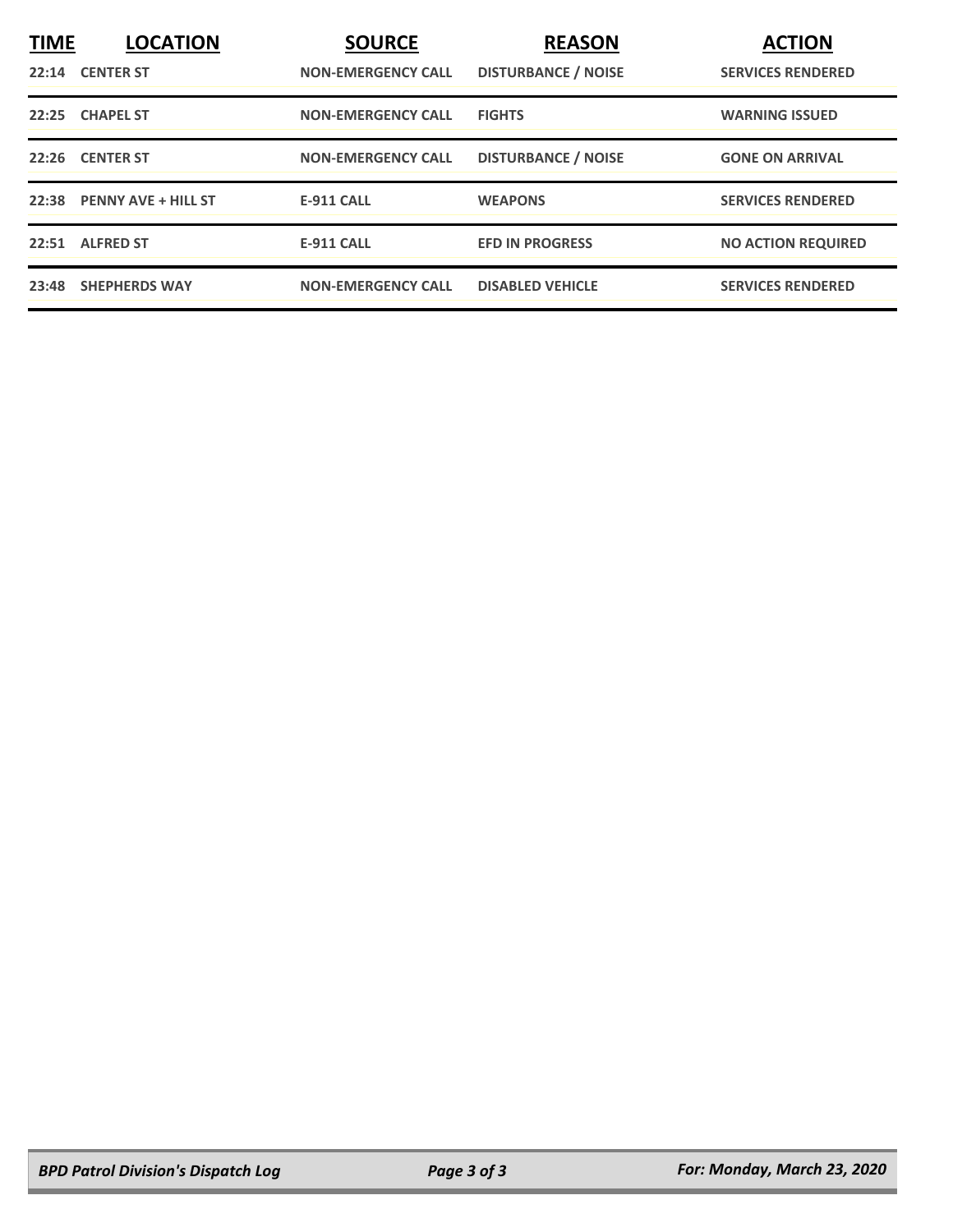| TIME | LOCATION | SOURCE | REASON | ACTION |
|---|---|---|---|---|
| 22:14 | CENTER ST | NON-EMERGENCY CALL | DISTURBANCE / NOISE | SERVICES RENDERED |
| 22:25 | CHAPEL ST | NON-EMERGENCY CALL | FIGHTS | WARNING ISSUED |
| 22:26 | CENTER ST | NON-EMERGENCY CALL | DISTURBANCE / NOISE | GONE ON ARRIVAL |
| 22:38 | PENNY AVE + HILL ST | E-911 CALL | WEAPONS | SERVICES RENDERED |
| 22:51 | ALFRED ST | E-911 CALL | EFD IN PROGRESS | NO ACTION REQUIRED |
| 23:48 | SHEPHERDS WAY | NON-EMERGENCY CALL | DISABLED VEHICLE | SERVICES RENDERED |